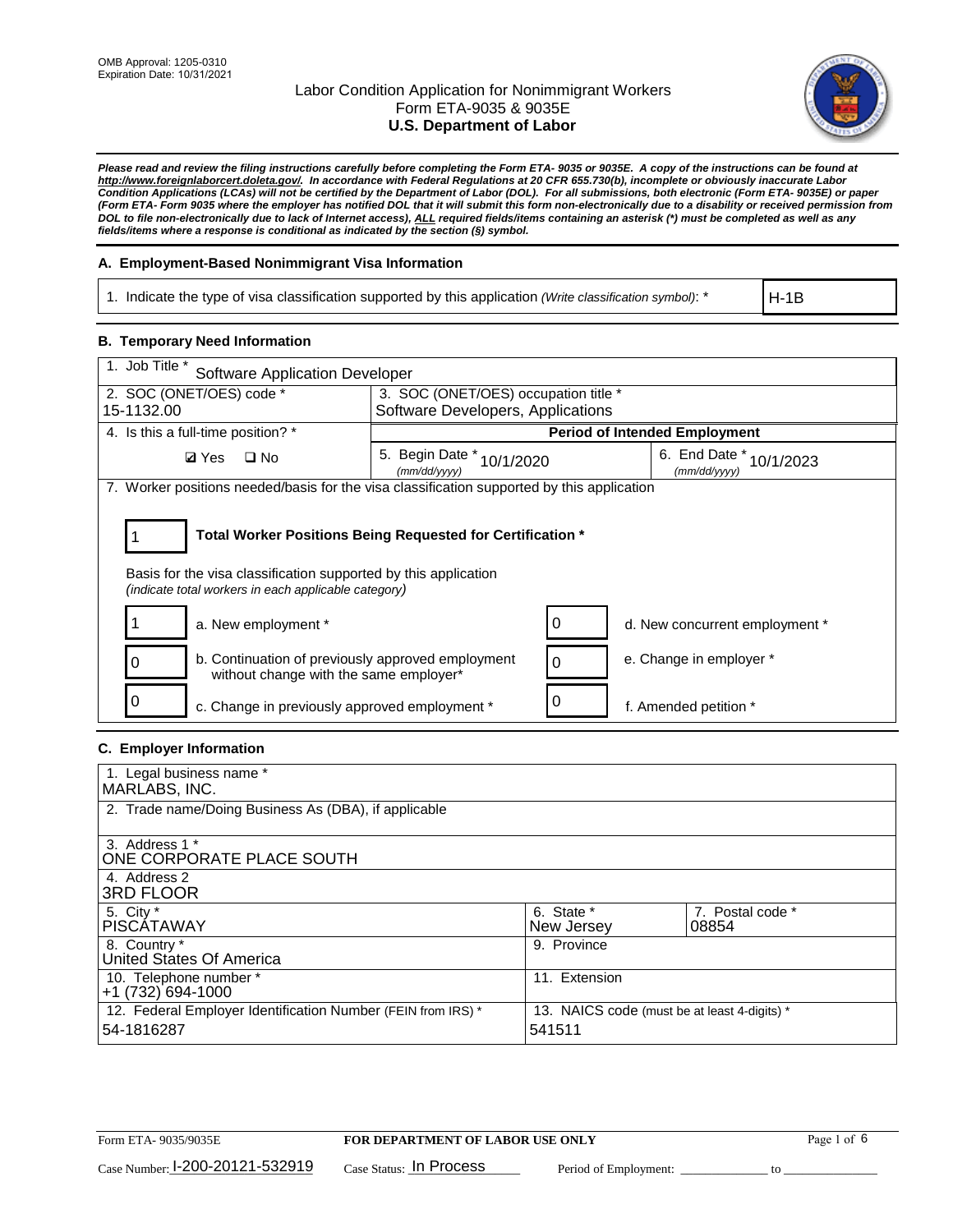OMB Approval: 1205-0310
Expiration Date: 10/31/2021

# Labor Condition Application for Nonimmigrant Workers
## Form ETA-9035 & 9035E
## U.S. Department of Labor

***Please read and review the filing instructions carefully before completing the Form ETA- 9035 or 9035E. A copy of the instructions can be found at http://www.foreignlaborcert.doleta.gov/. In accordance with Federal Regulations at 20 CFR 655.730(b), incomplete or obviously inaccurate Labor Condition Applications (LCAs) will not be certified by the Department of Labor (DOL). For all submissions, both electronic (Form ETA- 9035E) or paper (Form ETA- Form 9035 where the employer has notified DOL that it will submit this form non-electronically due to a disability or received permission from DOL to file non-electronically due to lack of Internet access), ALL required fields/items containing an asterisk (*) must be completed as well as any fields/items where a response is conditional as indicated by the section (§) symbol.***

### A. Employment-Based Nonimmigrant Visa Information

| 1. Indicate the type of visa classification supported by this application *(Write classification symbol)*: * | H-1B |
|---|---|

### B. Temporary Need Information

| 1. Job Title * Software Application Developer | | |
|---|---|---|
| 2. SOC (ONET/OES) code * 15-1132.00 | 3. SOC (ONET/OES) occupation title * Software Developers, Applications | |
| 4. Is this a full-time position? * | Period of Intended Employment | |
| ☑ Yes ☐ No | 5. Begin Date * (mm/dd/yyyy) 10/1/2020 | 6. End Date * (mm/dd/yyyy) 10/1/2023 |

7. Worker positions needed/basis for the visa classification supported by this application

**1 — Total Worker Positions Being Requested for Certification ***

Basis for the visa classification supported by this application
*(indicate total workers in each applicable category)*

| Count | Category | Count | Category |
|---|---|---|---|
| 1 | a. New employment * | 0 | d. New concurrent employment * |
| 0 | b. Continuation of previously approved employment without change with the same employer* | 0 | e. Change in employer * |
| 0 | c. Change in previously approved employment * | 0 | f. Amended petition * |

### C. Employer Information

| 1. Legal business name * MARLABS, INC. | | |
|---|---|---|
| 2. Trade name/Doing Business As (DBA), if applicable | | |
| 3. Address 1 * ONE CORPORATE PLACE SOUTH | | |
| 4. Address 2 3RD FLOOR | | |
| 5. City * PISCATAWAY | 6. State * New Jersey | 7. Postal code * 08854 |
| 8. Country * United States Of America | 9. Province | |
| 10. Telephone number * +1 (732) 694-1000 | 11. Extension | |
| 12. Federal Employer Identification Number (FEIN from IRS) * 54-1816287 | 13. NAICS code (must be at least 4-digits) * 541511 | |

Form ETA- 9035/9035E — **FOR DEPARTMENT OF LABOR USE ONLY**

Case Number: I-200-20121-532919 Case Status: In Process Period of Employment: ______________ to ______________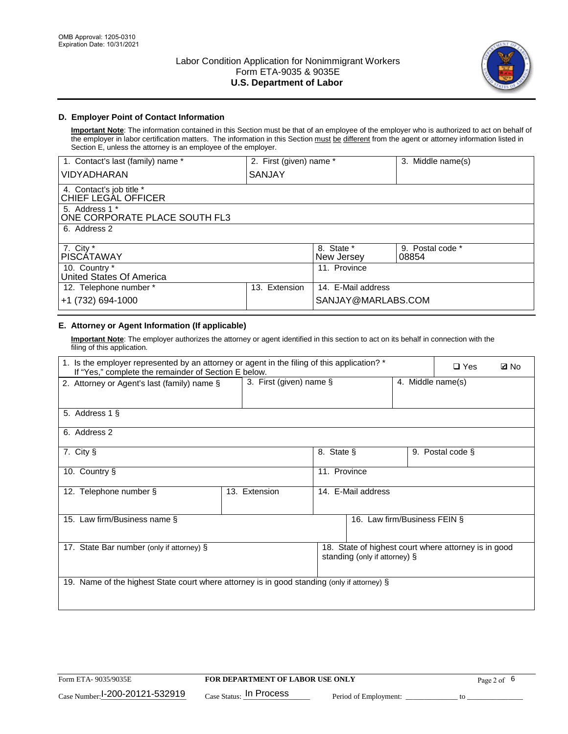OMB Approval: 1205-0310
Expiration Date: 10/31/2021

# Labor Condition Application for Nonimmigrant Workers
Form ETA-9035 & 9035E
**U.S. Department of Labor**

## D. Employer Point of Contact Information

**Important Note**: The information contained in this Section must be that of an employee of the employer who is authorized to act on behalf of the employer in labor certification matters. The information in this Section must be different from the agent or attorney information listed in Section E, unless the attorney is an employee of the employer.

| 1. Contact's last (family) name * | 2. First (given) name * | 3. Middle name(s) |
|---|---|---|
| VIDYADHARAN | SANJAY | |
| 4. Contact's job title * CHIEF LEGAL OFFICER | | |
| 5. Address 1 * ONE CORPORATE PLACE SOUTH FL3 | | |
| 6. Address 2 | | |
| 7. City * PISCATAWAY | 8. State * New Jersey | 9. Postal code * 08854 |
| 10. Country * United States Of America | 11. Province | |
| 12. Telephone number * +1 (732) 694-1000 | 13. Extension | 14. E-Mail address SANJAY@MARLABS.COM |

## E. Attorney or Agent Information (If applicable)

**Important Note**: The employer authorizes the attorney or agent identified in this section to act on its behalf in connection with the filing of this application.

| 1. Is the employer represented by an attorney or agent in the filing of this application? * If "Yes," complete the remainder of Section E below. | | ❑ Yes ☑ No |
|---|---|---|
| 2. Attorney or Agent's last (family) name § | 3. First (given) name § | 4. Middle name(s) |
| 5. Address 1 § | | |
| 6. Address 2 | | |
| 7. City § | 8. State § | 9. Postal code § |
| 10. Country § | 11. Province | |
| 12. Telephone number § | 13. Extension | 14. E-Mail address |
| 15. Law firm/Business name § | | 16. Law firm/Business FEIN § |
| 17. State Bar number (only if attorney) § | | 18. State of highest court where attorney is in good standing (only if attorney) § |
| 19. Name of the highest State court where attorney is in good standing (only if attorney) § | | |

Form ETA- 9035/9035E | **FOR DEPARTMENT OF LABOR USE ONLY**

Case Number: I-200-20121-532919 Case Status: In Process Period of Employment: ____________ to ____________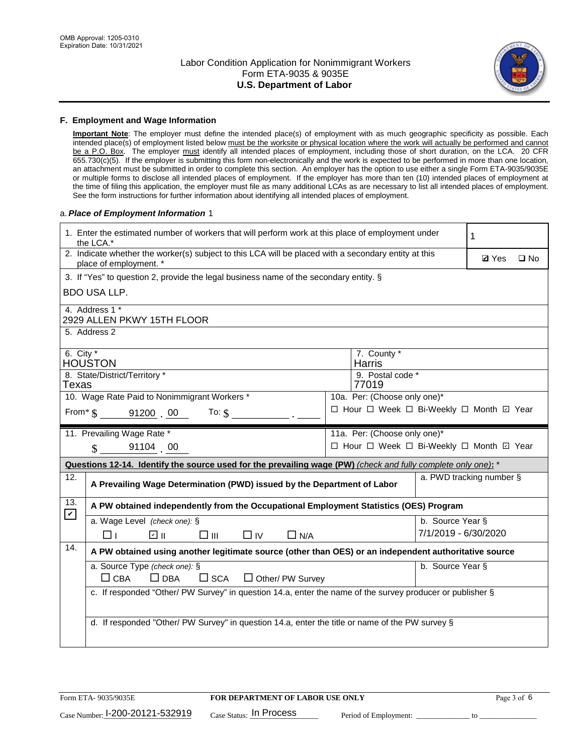## F. Employment and Wage Information

**Important Note**: The employer must define the intended place(s) of employment with as much geographic specificity as possible. Each intended place(s) of employment listed below must be the worksite or physical location where the work will actually be performed and cannot be a P.O. Box. The employer must identify all intended places of employment, including those of short duration, on the LCA. 20 CFR 655.730(c)(5). If the employer is submitting this form non-electronically and the work is expected to be performed in more than one location, an attachment must be submitted in order to complete this section. An employer has the option to use either a single Form ETA-9035/9035E or multiple forms to disclose all intended places of employment. If the employer has more than ten (10) intended places of employment at the time of filing this application, the employer must file as many additional LCAs as are necessary to list all intended places of employment. See the form instructions for further information about identifying all intended places of employment.

a. ***Place of Employment Information*** 1

1. Enter the estimated number of workers that will perform work at this place of employment under the LCA.*: 1

2. Indicate whether the worker(s) subject to this LCA will be placed with a secondary entity at this place of employment. *: ☑ Yes ☐ No

3. If "Yes" to question 2, provide the legal business name of the secondary entity. §
BDO USA LLP.

4. Address 1 *
2929 ALLEN PKWY 15TH FLOOR

5. Address 2

6. City *
HOUSTON

7. County *
Harris

8. State/District/Territory *
Texas

9. Postal code *
77019

10. Wage Rate Paid to Nonimmigrant Workers *
From* $ 91200 . 00 To: $ ______ . ____

10a. Per: (Choose only one)*
☐ Hour ☐ Week ☐ Bi-Weekly ☐ Month ☑ Year

11. Prevailing Wage Rate *
$ 91104 . 00

11a. Per: (Choose only one)*
☐ Hour ☐ Week ☐ Bi-Weekly ☐ Month ☑ Year

**Questions 12-14. Identify the source used for the prevailing wage (PW)** *(check and fully complete only one)*: *

12. ☐ **A Prevailing Wage Determination (PWD) issued by the Department of Labor**
a. PWD tracking number §

13. ☑ **A PW obtained independently from the Occupational Employment Statistics (OES) Program**
a. Wage Level *(check one):* § ☐ I ☑ II ☐ III ☐ IV ☐ N/A
b. Source Year § 7/1/2019 - 6/30/2020

14. ☐ **A PW obtained using another legitimate source (other than OES) or an independent authoritative source**
a. Source Type *(check one):* § ☐ CBA ☐ DBA ☐ SCA ☐ Other/ PW Survey
b. Source Year §
c. If responded "Other/ PW Survey" in question 14.a, enter the name of the survey producer or publisher §
d. If responded "Other/ PW Survey" in question 14.a, enter the title or name of the PW survey §

Form ETA- 9035/9035E | **FOR DEPARTMENT OF LABOR USE ONLY**

Case Number: I-200-20121-532919 Case Status: In Process Period of Employment: ____________ to ____________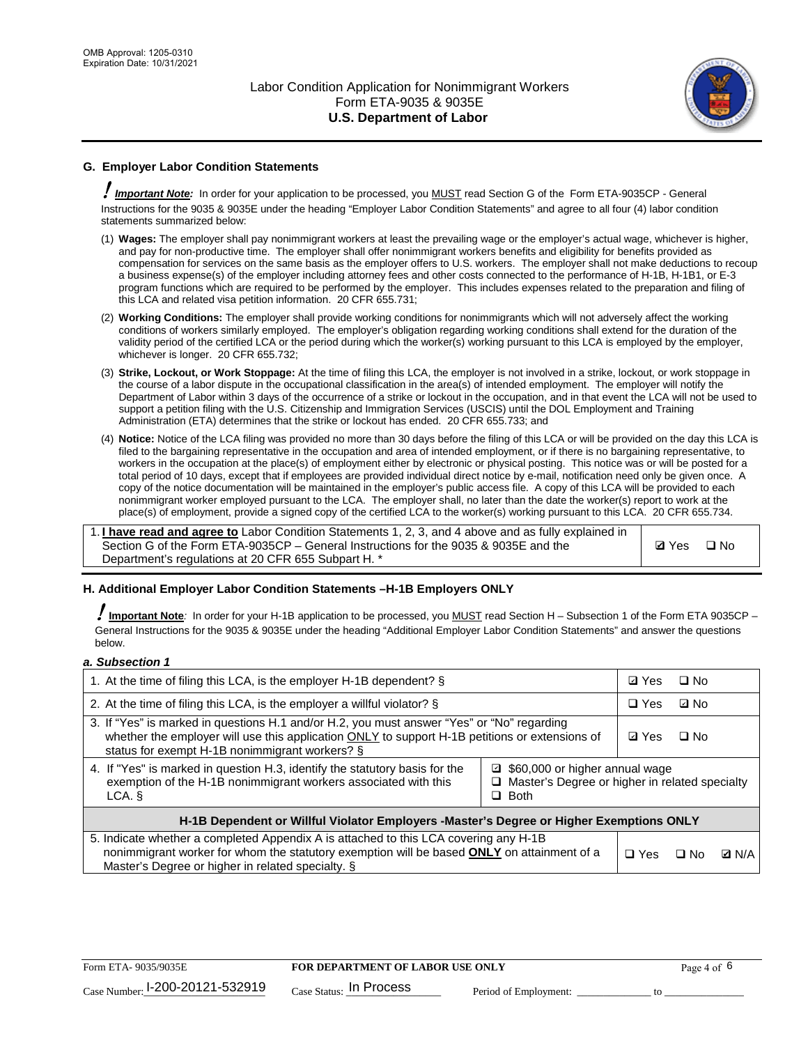## G. Employer Labor Condition Statements

! ***Important Note:*** In order for your application to be processed, you MUST read Section G of the Form ETA-9035CP - General Instructions for the 9035 & 9035E under the heading "Employer Labor Condition Statements" and agree to all four (4) labor condition statements summarized below:

(1) **Wages:** The employer shall pay nonimmigrant workers at least the prevailing wage or the employer's actual wage, whichever is higher, and pay for non-productive time. The employer shall offer nonimmigrant workers benefits and eligibility for benefits provided as compensation for services on the same basis as the employer offers to U.S. workers. The employer shall not make deductions to recoup a business expense(s) of the employer including attorney fees and other costs connected to the performance of H-1B, H-1B1, or E-3 program functions which are required to be performed by the employer. This includes expenses related to the preparation and filing of this LCA and related visa petition information. 20 CFR 655.731;

(2) **Working Conditions:** The employer shall provide working conditions for nonimmigrants which will not adversely affect the working conditions of workers similarly employed. The employer's obligation regarding working conditions shall extend for the duration of the validity period of the certified LCA or the period during which the worker(s) working pursuant to this LCA is employed by the employer, whichever is longer. 20 CFR 655.732;

(3) **Strike, Lockout, or Work Stoppage:** At the time of filing this LCA, the employer is not involved in a strike, lockout, or work stoppage in the course of a labor dispute in the occupational classification in the area(s) of intended employment. The employer will notify the Department of Labor within 3 days of the occurrence of a strike or lockout in the occupation, and in that event the LCA will not be used to support a petition filing with the U.S. Citizenship and Immigration Services (USCIS) until the DOL Employment and Training Administration (ETA) determines that the strike or lockout has ended. 20 CFR 655.733; and

(4) **Notice:** Notice of the LCA filing was provided no more than 30 days before the filing of this LCA or will be provided on the day this LCA is filed to the bargaining representative in the occupation and area of intended employment, or if there is no bargaining representative, to workers in the occupation at the place(s) of employment either by electronic or physical posting. This notice was or will be posted for a total period of 10 days, except that if employees are provided individual direct notice by e-mail, notification need only be given once. A copy of the notice documentation will be maintained in the employer's public access file. A copy of this LCA will be provided to each nonimmigrant worker employed pursuant to the LCA. The employer shall, no later than the date the worker(s) report to work at the place(s) of employment, provide a signed copy of the certified LCA to the worker(s) working pursuant to this LCA. 20 CFR 655.734.

| | |
|---|---|
| 1. **I have read and agree to** Labor Condition Statements 1, 2, 3, and 4 above and as fully explained in Section G of the Form ETA-9035CP – General Instructions for the 9035 & 9035E and the Department's regulations at 20 CFR 655 Subpart H. * | ☑ Yes ☐ No |

## H. Additional Employer Labor Condition Statements –H-1B Employers ONLY

! **Important Note**: In order for your H-1B application to be processed, you MUST read Section H – Subsection 1 of the Form ETA 9035CP – General Instructions for the 9035 & 9035E under the heading "Additional Employer Labor Condition Statements" and answer the questions below.

*a. Subsection 1*

| | | |
|---|---|---|
| 1. At the time of filing this LCA, is the employer H-1B dependent? § | | ☑ Yes ☐ No |
| 2. At the time of filing this LCA, is the employer a willful violator? § | | ☐ Yes ☑ No |
| 3. If "Yes" is marked in questions H.1 and/or H.2, you must answer "Yes" or "No" regarding whether the employer will use this application ONLY to support H-1B petitions or extensions of status for exempt H-1B nonimmigrant workers? § | | ☑ Yes ☐ No |
| 4. If "Yes" is marked in question H.3, identify the statutory basis for the exemption of the H-1B nonimmigrant workers associated with this LCA. § | ☑ $60,000 or higher annual wage<br>☐ Master's Degree or higher in related specialty<br>☐ Both | |
| **H-1B Dependent or Willful Violator Employers -Master's Degree or Higher Exemptions ONLY** | | |
| 5. Indicate whether a completed Appendix A is attached to this LCA covering any H-1B nonimmigrant worker for whom the statutory exemption will be based **ONLY** on attainment of a Master's Degree or higher in related specialty. § | | ☐ Yes ☐ No ☑ N/A |

Form ETA- 9035/9035E **FOR DEPARTMENT OF LABOR USE ONLY**
Case Number: I-200-20121-532919 Case Status: In Process Period of Employment: ______________ to ______________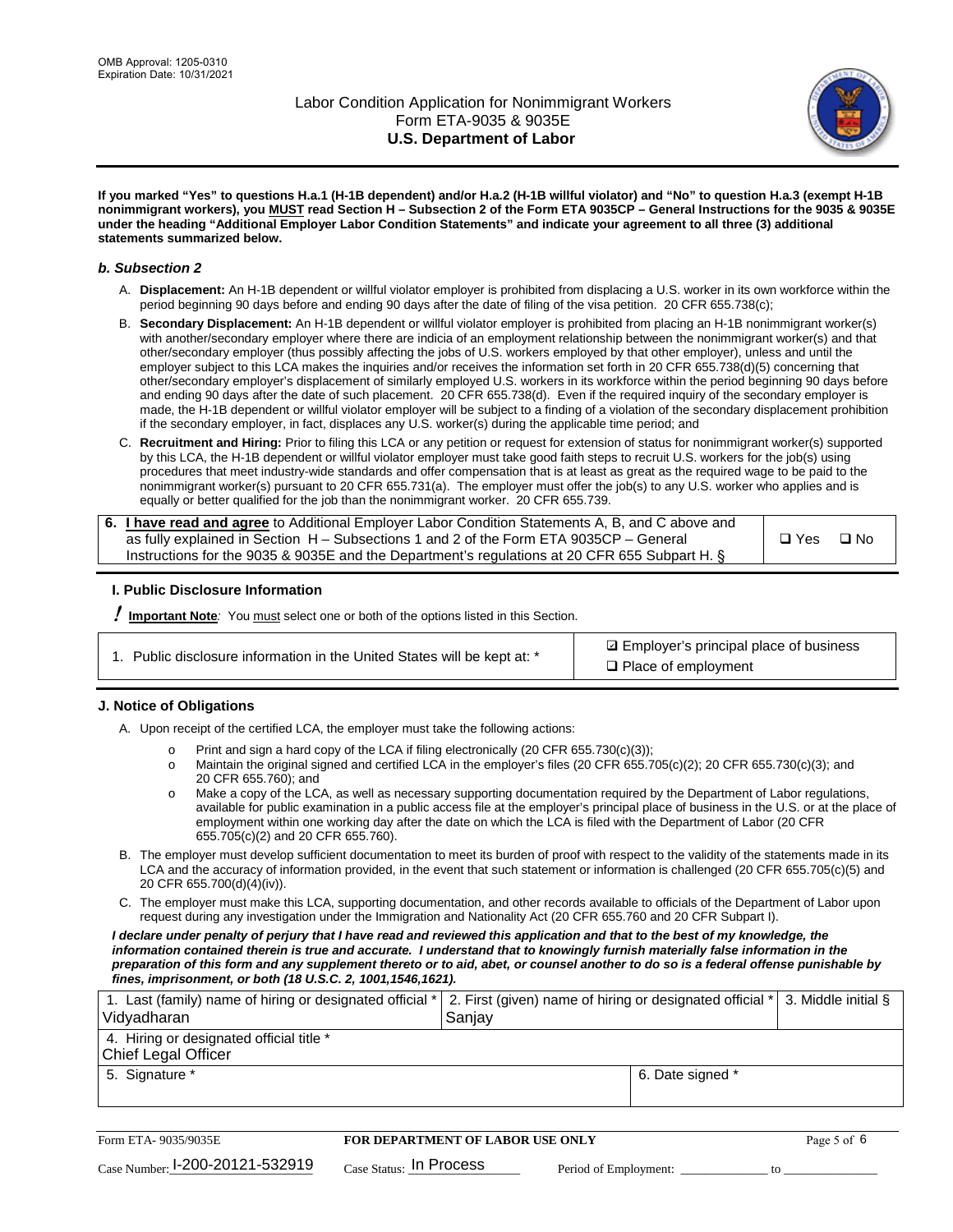If you marked "Yes" to questions H.a.1 (H-1B dependent) and/or H.a.2 (H-1B willful violator) and "No" to question H.a.3 (exempt H-1B nonimmigrant workers), you MUST read Section H – Subsection 2 of the Form ETA 9035CP – General Instructions for the 9035 & 9035E under the heading "Additional Employer Labor Condition Statements" and indicate your agreement to all three (3) additional statements summarized below.

### b. Subsection 2

A. **Displacement:** An H-1B dependent or willful violator employer is prohibited from displacing a U.S. worker in its own workforce within the period beginning 90 days before and ending 90 days after the date of filing of the visa petition. 20 CFR 655.738(c);

B. **Secondary Displacement:** An H-1B dependent or willful violator employer is prohibited from placing an H-1B nonimmigrant worker(s) with another/secondary employer where there are indicia of an employment relationship between the nonimmigrant worker(s) and that other/secondary employer (thus possibly affecting the jobs of U.S. workers employed by that other employer), unless and until the employer subject to this LCA makes the inquiries and/or receives the information set forth in 20 CFR 655.738(d)(5) concerning that other/secondary employer's displacement of similarly employed U.S. workers in its workforce within the period beginning 90 days before and ending 90 days after the date of such placement. 20 CFR 655.738(d). Even if the required inquiry of the secondary employer is made, the H-1B dependent or willful violator employer will be subject to a finding of a violation of the secondary displacement prohibition if the secondary employer, in fact, displaces any U.S. worker(s) during the applicable time period; and

C. **Recruitment and Hiring:** Prior to filing this LCA or any petition or request for extension of status for nonimmigrant worker(s) supported by this LCA, the H-1B dependent or willful violator employer must take good faith steps to recruit U.S. workers for the job(s) using procedures that meet industry-wide standards and offer compensation that is at least as great as the required wage to be paid to the nonimmigrant worker(s) pursuant to 20 CFR 655.731(a). The employer must offer the job(s) to any U.S. worker who applies and is equally or better qualified for the job than the nonimmigrant worker. 20 CFR 655.739.

| 6. **I have read and agree** to Additional Employer Labor Condition Statements A, B, and C above and as fully explained in Section H – Subsections 1 and 2 of the Form ETA 9035CP – General Instructions for the 9035 & 9035E and the Department's regulations at 20 CFR 655 Subpart H. § | ❑ Yes ❑ No |
|---|---|

## I. Public Disclosure Information

**! Important Note**: You must select one or both of the options listed in this Section.

| 1. Public disclosure information in the United States will be kept at: * | ☑ Employer's principal place of business<br>❑ Place of employment |
|---|---|

## J. Notice of Obligations

A. Upon receipt of the certified LCA, the employer must take the following actions:

- o Print and sign a hard copy of the LCA if filing electronically (20 CFR 655.730(c)(3));
- o Maintain the original signed and certified LCA in the employer's files (20 CFR 655.705(c)(2); 20 CFR 655.730(c)(3); and 20 CFR 655.760); and
- o Make a copy of the LCA, as well as necessary supporting documentation required by the Department of Labor regulations, available for public examination in a public access file at the employer's principal place of business in the U.S. or at the place of employment within one working day after the date on which the LCA is filed with the Department of Labor (20 CFR 655.705(c)(2) and 20 CFR 655.760).

B. The employer must develop sufficient documentation to meet its burden of proof with respect to the validity of the statements made in its LCA and the accuracy of information provided, in the event that such statement or information is challenged (20 CFR 655.705(c)(5) and 20 CFR 655.700(d)(4)(iv)).

C. The employer must make this LCA, supporting documentation, and other records available to officials of the Department of Labor upon request during any investigation under the Immigration and Nationality Act (20 CFR 655.760 and 20 CFR Subpart I).

***I declare under penalty of perjury that I have read and reviewed this application and that to the best of my knowledge, the information contained therein is true and accurate. I understand that to knowingly furnish materially false information in the preparation of this form and any supplement thereto or to aid, abet, or counsel another to do so is a federal offense punishable by fines, imprisonment, or both (18 U.S.C. 2, 1001,1546,1621).***

| 1. Last (family) name of hiring or designated official * | 2. First (given) name of hiring or designated official * | 3. Middle initial § |
|---|---|---|
| Vidyadharan | Sanjay | |
| 4. Hiring or designated official title * | | |
| Chief Legal Officer | | |
| 5. Signature * | 6. Date signed * | |
| | | |

Form ETA- 9035/9035E — **FOR DEPARTMENT OF LABOR USE ONLY**

Case Number: I-200-20121-532919 Case Status: In Process Period of Employment: _____________ to _____________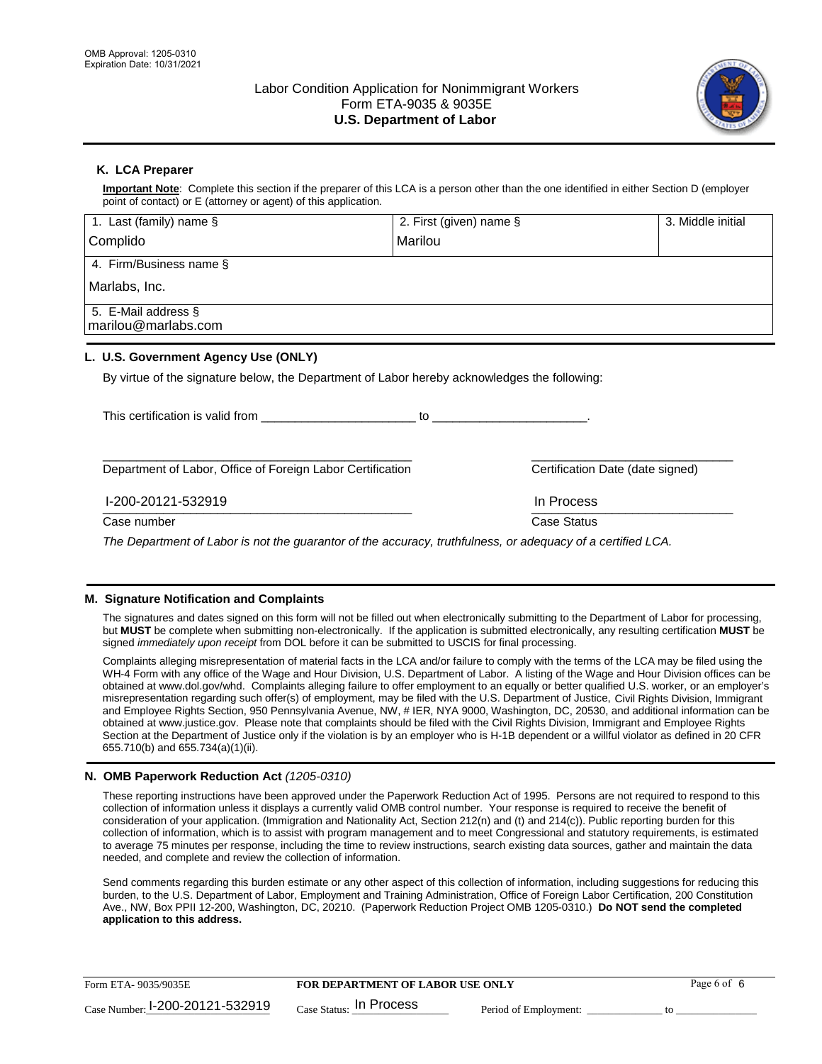## K. LCA Preparer

**Important Note**: Complete this section if the preparer of this LCA is a person other than the one identified in either Section D (employer point of contact) or E (attorney or agent) of this application.

| 1. Last (family) name § | 2. First (given) name § | 3. Middle initial |
|---|---|---|
| Complido | Marilou | |
| 4. Firm/Business name § | | |
| Marlabs, Inc. | | |
| 5. E-Mail address § marilou@marlabs.com | | |

## L. U.S. Government Agency Use (ONLY)

By virtue of the signature below, the Department of Labor hereby acknowledges the following:

This certification is valid from _______________________ to _______________________.

_______________________________________________ Department of Labor, Office of Foreign Labor Certification

_______________________________ Certification Date (date signed)

I-200-20121-532919
Case number

In Process
Case Status

*The Department of Labor is not the guarantor of the accuracy, truthfulness, or adequacy of a certified LCA.*

## M. Signature Notification and Complaints

The signatures and dates signed on this form will not be filled out when electronically submitting to the Department of Labor for processing, but **MUST** be complete when submitting non-electronically. If the application is submitted electronically, any resulting certification **MUST** be signed *immediately upon receipt* from DOL before it can be submitted to USCIS for final processing.

Complaints alleging misrepresentation of material facts in the LCA and/or failure to comply with the terms of the LCA may be filed using the WH-4 Form with any office of the Wage and Hour Division, U.S. Department of Labor. A listing of the Wage and Hour Division offices can be obtained at www.dol.gov/whd. Complaints alleging failure to offer employment to an equally or better qualified U.S. worker, or an employer's misrepresentation regarding such offer(s) of employment, may be filed with the U.S. Department of Justice, Civil Rights Division, Immigrant and Employee Rights Section, 950 Pennsylvania Avenue, NW, # IER, NYA 9000, Washington, DC, 20530, and additional information can be obtained at www.justice.gov. Please note that complaints should be filed with the Civil Rights Division, Immigrant and Employee Rights Section at the Department of Justice only if the violation is by an employer who is H-1B dependent or a willful violator as defined in 20 CFR 655.710(b) and 655.734(a)(1)(ii).

## N. OMB Paperwork Reduction Act *(1205-0310)*

These reporting instructions have been approved under the Paperwork Reduction Act of 1995. Persons are not required to respond to this collection of information unless it displays a currently valid OMB control number. Your response is required to receive the benefit of consideration of your application. (Immigration and Nationality Act, Section 212(n) and (t) and 214(c)). Public reporting burden for this collection of information, which is to assist with program management and to meet Congressional and statutory requirements, is estimated to average 75 minutes per response, including the time to review instructions, search existing data sources, gather and maintain the data needed, and complete and review the collection of information.

Send comments regarding this burden estimate or any other aspect of this collection of information, including suggestions for reducing this burden, to the U.S. Department of Labor, Employment and Training Administration, Office of Foreign Labor Certification, 200 Constitution Ave., NW, Box PPII 12-200, Washington, DC, 20210. (Paperwork Reduction Project OMB 1205-0310.) **Do NOT send the completed application to this address.**